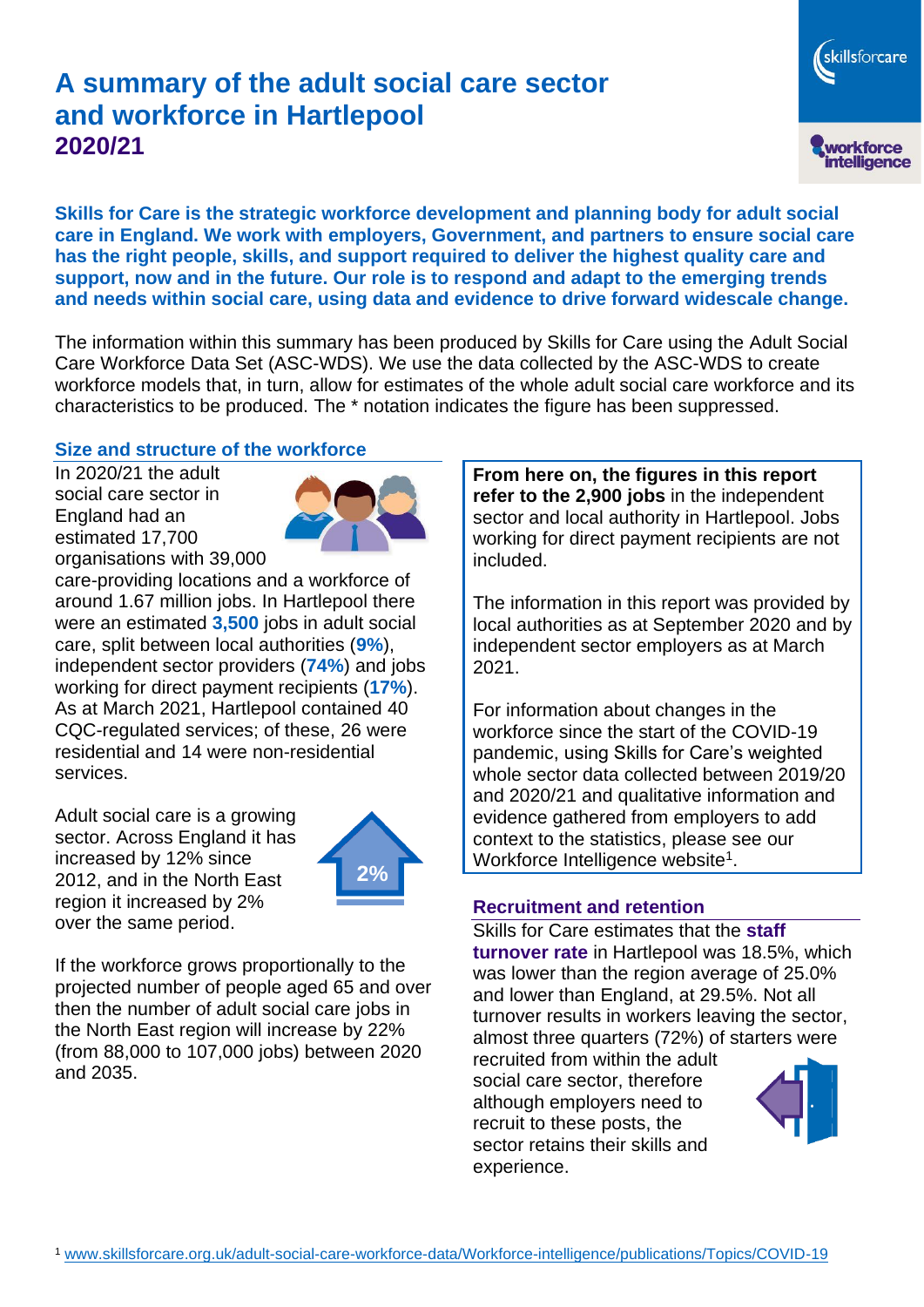# A summary of the adult social care sector and workforce in Hartlepool 2020/21

**Skills for Care is the strategic workforce development and planning body for adult social care in England. We work with employers, Government, and partners to ensure social care has the right people, skills, and support required to deliver the highest quality care and support, now and in the future. Our role is to respond and adapt to the emerging trends and needs within social care, using data and evidence to drive forward widescale change.**

The information within this summary has been produced by Skills for Care using the Adult Social Care Workforce Data Set (ASC-WDS). We use the data collected by the ASC-WDS to create workforce models that, in turn, allow for estimates of the whole adult social care workforce and its characteristics to be produced. The * notation indicates the figure has been suppressed.

## Size and structure of the workforce

In 2020/21 the adult social care sector in England had an estimated 17,700 organisations with 39,000 care-providing locations and a workforce of around 1.67 million jobs. In Hartlepool there were an estimated **3,500** jobs in adult social care, split between local authorities (**9%**), independent sector providers (**74%**) and jobs working for direct payment recipients (**17%**). As at March 2021, Hartlepool contained 40 CQC-regulated services; of these, 26 were residential and 14 were non-residential services.

Adult social care is a growing sector. Across England it has increased by 12% since 2012, and in the North East region it increased by 2% over the same period.

2%

If the workforce grows proportionally to the projected number of people aged 65 and over then the number of adult social care jobs in the North East region will increase by 22% (from 88,000 to 107,000 jobs) between 2020 and 2035.

**From here on, the figures in this report refer to the 2,900 jobs** in the independent sector and local authority in Hartlepool. Jobs working for direct payment recipients are not included.

The information in this report was provided by local authorities as at September 2020 and by independent sector employers as at March 2021.

For information about changes in the workforce since the start of the COVID-19 pandemic, using Skills for Care's weighted whole sector data collected between 2019/20 and 2020/21 and qualitative information and evidence gathered from employers to add context to the statistics, please see our Workforce Intelligence website[1].

## Recruitment and retention

Skills for Care estimates that the **staff turnover rate** in Hartlepool was 18.5%, which was lower than the region average of 25.0% and lower than England, at 29.5%. Not all turnover results in workers leaving the sector, almost three quarters (72%) of starters were recruited from within the adult social care sector, therefore although employers need to recruit to these posts, the sector retains their skills and experience.

[1] www.skillsforcare.org.uk/adult-social-care-workforce-data/Workforce-intelligence/publications/Topics/COVID-19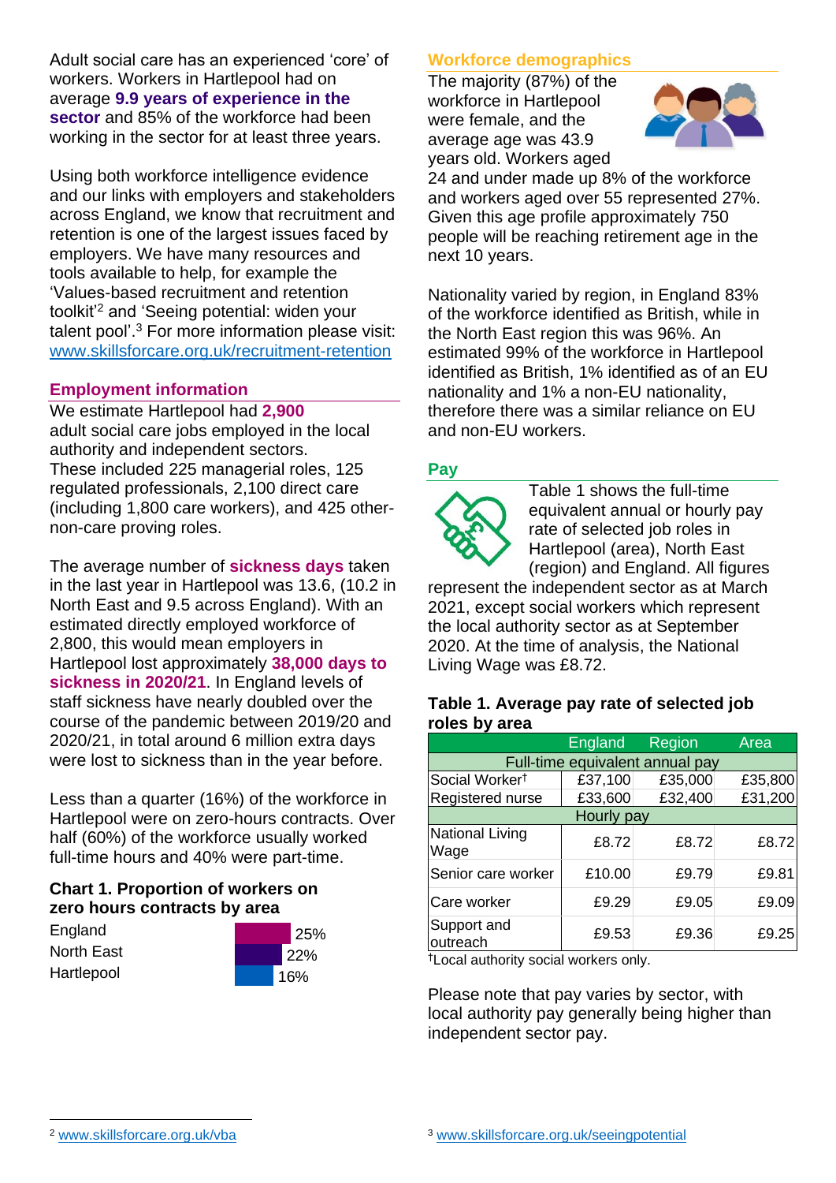Adult social care has an experienced 'core' of workers. Workers in Hartlepool had on average **9.9 years of experience in the sector** and 85% of the workforce had been working in the sector for at least three years.

Using both workforce intelligence evidence and our links with employers and stakeholders across England, we know that recruitment and retention is one of the largest issues faced by employers. We have many resources and tools available to help, for example the 'Values-based recruitment and retention toolkit'[2] and 'Seeing potential: widen your talent pool'.[3] For more information please visit: www.skillsforcare.org.uk/recruitment-retention

## Employment information

We estimate Hartlepool had **2,900** adult social care jobs employed in the local authority and independent sectors. These included 225 managerial roles, 125 regulated professionals, 2,100 direct care (including 1,800 care workers), and 425 other-non-care proving roles.

The average number of **sickness days** taken in the last year in Hartlepool was 13.6, (10.2 in North East and 9.5 across England). With an estimated directly employed workforce of 2,800, this would mean employers in Hartlepool lost approximately **38,000 days to sickness in 2020/21**. In England levels of staff sickness have nearly doubled over the course of the pandemic between 2019/20 and 2020/21, in total around 6 million extra days were lost to sickness than in the year before.

Less than a quarter (16%) of the workforce in Hartlepool were on zero-hours contracts. Over half (60%) of the workforce usually worked full-time hours and 40% were part-time.

### Chart 1. Proportion of workers on zero hours contracts by area

| Area | Proportion |
|---|---|
| England | 25% |
| North East | 22% |
| Hartlepool | 16% |

## Workforce demographics

The majority (87%) of the workforce in Hartlepool were female, and the average age was 43.9 years old. Workers aged 24 and under made up 8% of the workforce and workers aged over 55 represented 27%. Given this age profile approximately 750 people will be reaching retirement age in the next 10 years.

Nationality varied by region, in England 83% of the workforce identified as British, while in the North East region this was 96%. An estimated 99% of the workforce in Hartlepool identified as British, 1% identified as of an EU nationality and 1% a non-EU nationality, therefore there was a similar reliance on EU and non-EU workers.

## Pay

Table 1 shows the full-time equivalent annual or hourly pay rate of selected job roles in Hartlepool (area), North East (region) and England. All figures represent the independent sector as at March 2021, except social workers which represent the local authority sector as at September 2020. At the time of analysis, the National Living Wage was £8.72.

### Table 1. Average pay rate of selected job roles by area

| | England | Region | Area |
|---|---|---|---|
| **Full-time equivalent annual pay** | | | |
| Social Worker† | £37,100 | £35,000 | £35,800 |
| Registered nurse | £33,600 | £32,400 | £31,200 |
| **Hourly pay** | | | |
| National Living Wage | £8.72 | £8.72 | £8.72 |
| Senior care worker | £10.00 | £9.79 | £9.81 |
| Care worker | £9.29 | £9.05 | £9.09 |
| Support and outreach | £9.53 | £9.36 | £9.25 |

†Local authority social workers only.

Please note that pay varies by sector, with local authority pay generally being higher than independent sector pay.

[2] www.skillsforcare.org.uk/vba

[3] www.skillsforcare.org.uk/seeingpotential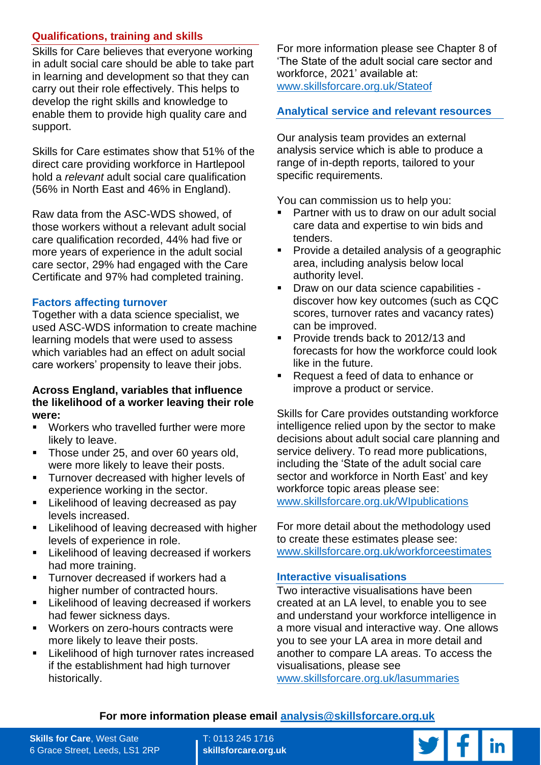## Qualifications, training and skills

Skills for Care believes that everyone working in adult social care should be able to take part in learning and development so that they can carry out their role effectively. This helps to develop the right skills and knowledge to enable them to provide high quality care and support.

Skills for Care estimates show that 51% of the direct care providing workforce in Hartlepool hold a *relevant* adult social care qualification (56% in North East and 46% in England).

Raw data from the ASC-WDS showed, of those workers without a relevant adult social care qualification recorded, 44% had five or more years of experience in the adult social care sector, 29% had engaged with the Care Certificate and 97% had completed training.

## Factors affecting turnover

Together with a data science specialist, we used ASC-WDS information to create machine learning models that were used to assess which variables had an effect on adult social care workers' propensity to leave their jobs.

**Across England, variables that influence the likelihood of a worker leaving their role were:**

- Workers who travelled further were more likely to leave.
- Those under 25, and over 60 years old, were more likely to leave their posts.
- Turnover decreased with higher levels of experience working in the sector.
- Likelihood of leaving decreased as pay levels increased.
- Likelihood of leaving decreased with higher levels of experience in role.
- Likelihood of leaving decreased if workers had more training.
- Turnover decreased if workers had a higher number of contracted hours.
- Likelihood of leaving decreased if workers had fewer sickness days.
- Workers on zero-hours contracts were more likely to leave their posts.
- Likelihood of high turnover rates increased if the establishment had high turnover historically.

For more information please see Chapter 8 of 'The State of the adult social care sector and workforce, 2021' available at: www.skillsforcare.org.uk/Stateof

## Analytical service and relevant resources

Our analysis team provides an external analysis service which is able to produce a range of in-depth reports, tailored to your specific requirements.

You can commission us to help you:

- Partner with us to draw on our adult social care data and expertise to win bids and tenders.
- Provide a detailed analysis of a geographic area, including analysis below local authority level.
- Draw on our data science capabilities - discover how key outcomes (such as CQC scores, turnover rates and vacancy rates) can be improved.
- Provide trends back to 2012/13 and forecasts for how the workforce could look like in the future.
- Request a feed of data to enhance or improve a product or service.

Skills for Care provides outstanding workforce intelligence relied upon by the sector to make decisions about adult social care planning and service delivery. To read more publications, including the 'State of the adult social care sector and workforce in North East' and key workforce topic areas please see: www.skillsforcare.org.uk/WIpublications

For more detail about the methodology used to create these estimates please see: www.skillsforcare.org.uk/workforceestimates

## Interactive visualisations

Two interactive visualisations have been created at an LA level, to enable you to see and understand your workforce intelligence in a more visual and interactive way. One allows you to see your LA area in more detail and another to compare LA areas. To access the visualisations, please see www.skillsforcare.org.uk/lasummaries

**For more information please email analysis@skillsforcare.org.uk**

**Skills for Care**, West Gate
6 Grace Street, Leeds, LS1 2RP

T: 0113 245 1716
**skillsforcare.org.uk**